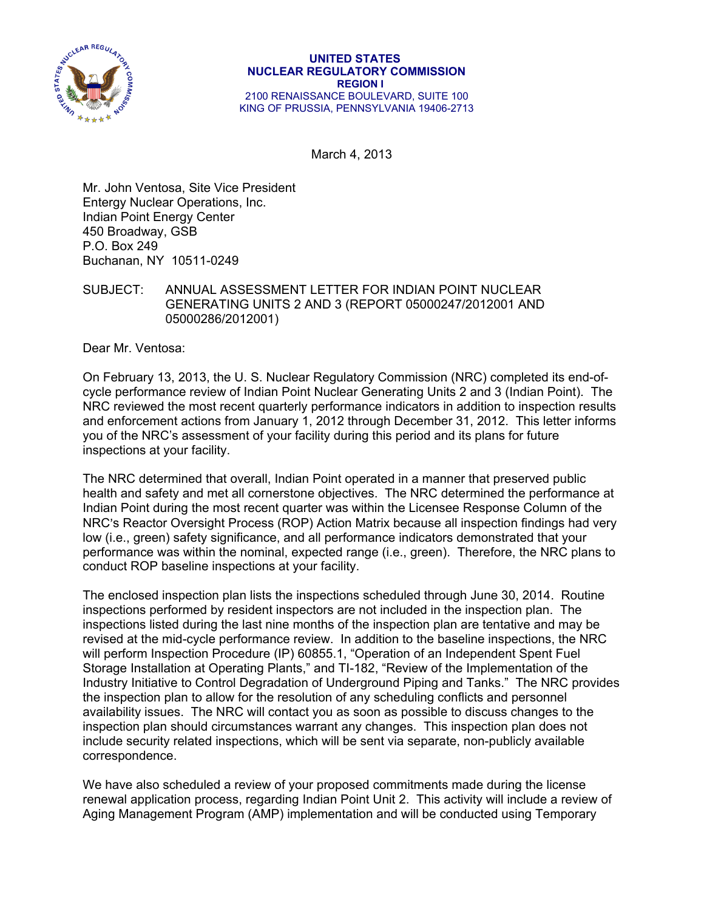**UNITED STATES**
**NUCLEAR REGULATORY COMMISSION**
**REGION I**
2100 RENAISSANCE BOULEVARD, SUITE 100
KING OF PRUSSIA, PENNSYLVANIA 19406-2713

March 4, 2013

Mr. John Ventosa, Site Vice President
Entergy Nuclear Operations, Inc.
Indian Point Energy Center
450 Broadway, GSB
P.O. Box 249
Buchanan, NY 10511-0249

SUBJECT: ANNUAL ASSESSMENT LETTER FOR INDIAN POINT NUCLEAR GENERATING UNITS 2 AND 3 (REPORT 05000247/2012001 AND 05000286/2012001)

Dear Mr. Ventosa:

On February 13, 2013, the U. S. Nuclear Regulatory Commission (NRC) completed its end-of-cycle performance review of Indian Point Nuclear Generating Units 2 and 3 (Indian Point). The NRC reviewed the most recent quarterly performance indicators in addition to inspection results and enforcement actions from January 1, 2012 through December 31, 2012. This letter informs you of the NRC's assessment of your facility during this period and its plans for future inspections at your facility.

The NRC determined that overall, Indian Point operated in a manner that preserved public health and safety and met all cornerstone objectives. The NRC determined the performance at Indian Point during the most recent quarter was within the Licensee Response Column of the NRC's Reactor Oversight Process (ROP) Action Matrix because all inspection findings had very low (i.e., green) safety significance, and all performance indicators demonstrated that your performance was within the nominal, expected range (i.e., green). Therefore, the NRC plans to conduct ROP baseline inspections at your facility.

The enclosed inspection plan lists the inspections scheduled through June 30, 2014. Routine inspections performed by resident inspectors are not included in the inspection plan. The inspections listed during the last nine months of the inspection plan are tentative and may be revised at the mid-cycle performance review. In addition to the baseline inspections, the NRC will perform Inspection Procedure (IP) 60855.1, "Operation of an Independent Spent Fuel Storage Installation at Operating Plants," and TI-182, "Review of the Implementation of the Industry Initiative to Control Degradation of Underground Piping and Tanks." The NRC provides the inspection plan to allow for the resolution of any scheduling conflicts and personnel availability issues. The NRC will contact you as soon as possible to discuss changes to the inspection plan should circumstances warrant any changes. This inspection plan does not include security related inspections, which will be sent via separate, non-publicly available correspondence.

We have also scheduled a review of your proposed commitments made during the license renewal application process, regarding Indian Point Unit 2. This activity will include a review of Aging Management Program (AMP) implementation and will be conducted using Temporary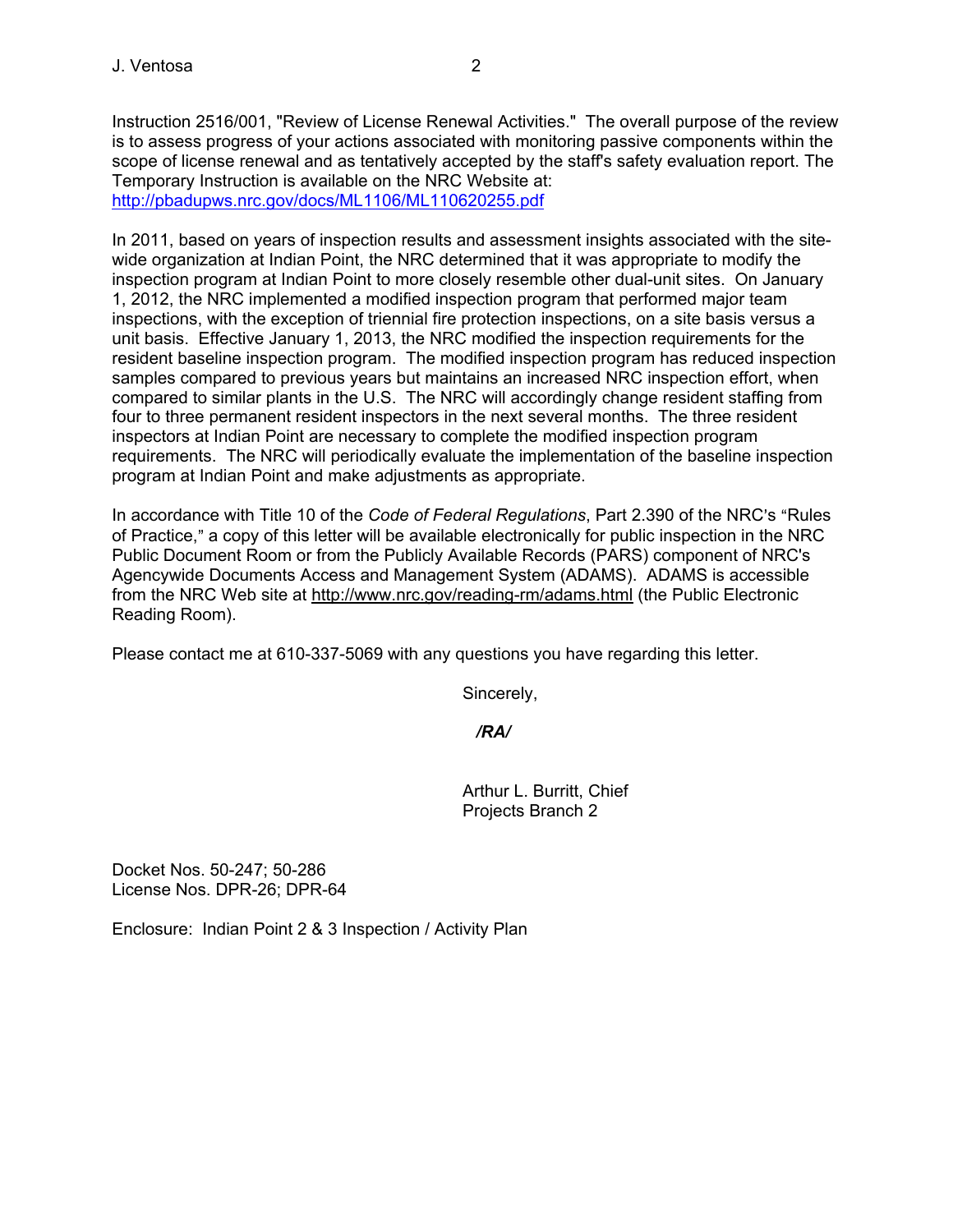Instruction 2516/001, "Review of License Renewal Activities." The overall purpose of the review is to assess progress of your actions associated with monitoring passive components within the scope of license renewal and as tentatively accepted by the staff's safety evaluation report. The Temporary Instruction is available on the NRC Website at: http://pbadupws.nrc.gov/docs/ML1106/ML110620255.pdf

In 2011, based on years of inspection results and assessment insights associated with the site-wide organization at Indian Point, the NRC determined that it was appropriate to modify the inspection program at Indian Point to more closely resemble other dual-unit sites. On January 1, 2012, the NRC implemented a modified inspection program that performed major team inspections, with the exception of triennial fire protection inspections, on a site basis versus a unit basis. Effective January 1, 2013, the NRC modified the inspection requirements for the resident baseline inspection program. The modified inspection program has reduced inspection samples compared to previous years but maintains an increased NRC inspection effort, when compared to similar plants in the U.S. The NRC will accordingly change resident staffing from four to three permanent resident inspectors in the next several months. The three resident inspectors at Indian Point are necessary to complete the modified inspection program requirements. The NRC will periodically evaluate the implementation of the baseline inspection program at Indian Point and make adjustments as appropriate.

In accordance with Title 10 of the *Code of Federal Regulations*, Part 2.390 of the NRC's "Rules of Practice," a copy of this letter will be available electronically for public inspection in the NRC Public Document Room or from the Publicly Available Records (PARS) component of NRC's Agencywide Documents Access and Management System (ADAMS). ADAMS is accessible from the NRC Web site at http://www.nrc.gov/reading-rm/adams.html (the Public Electronic Reading Room).

Please contact me at 610-337-5069 with any questions you have regarding this letter.

Sincerely,

***/RA/***

Arthur L. Burritt, Chief
Projects Branch 2

Docket Nos. 50-247; 50-286
License Nos. DPR-26; DPR-64

Enclosure: Indian Point 2 & 3 Inspection / Activity Plan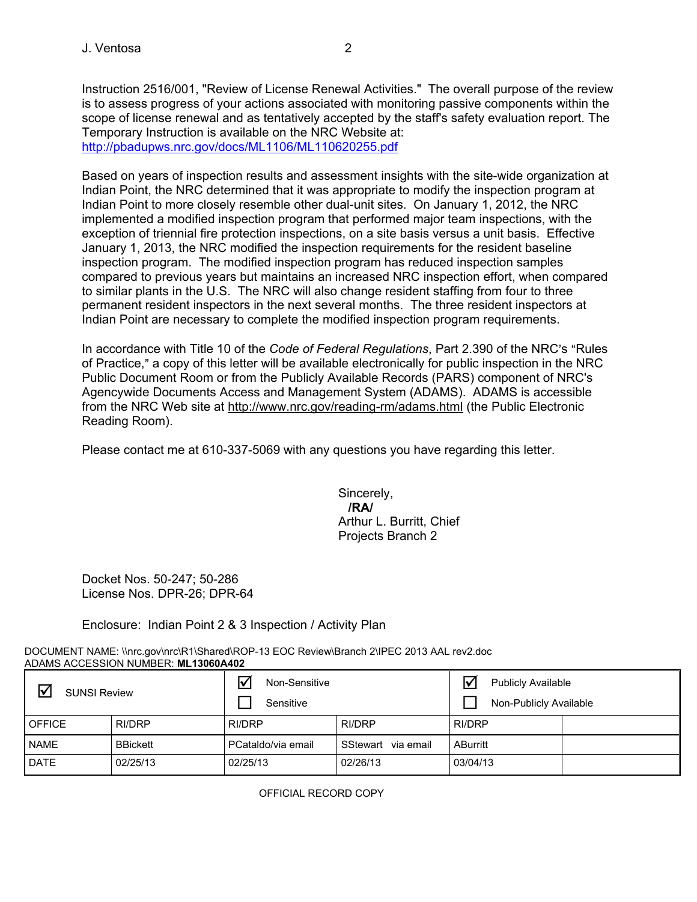Instruction 2516/001, "Review of License Renewal Activities." The overall purpose of the review is to assess progress of your actions associated with monitoring passive components within the scope of license renewal and as tentatively accepted by the staff's safety evaluation report. The Temporary Instruction is available on the NRC Website at: http://pbadupws.nrc.gov/docs/ML1106/ML110620255.pdf

Based on years of inspection results and assessment insights with the site-wide organization at Indian Point, the NRC determined that it was appropriate to modify the inspection program at Indian Point to more closely resemble other dual-unit sites. On January 1, 2012, the NRC implemented a modified inspection program that performed major team inspections, with the exception of triennial fire protection inspections, on a site basis versus a unit basis. Effective January 1, 2013, the NRC modified the inspection requirements for the resident baseline inspection program. The modified inspection program has reduced inspection samples compared to previous years but maintains an increased NRC inspection effort, when compared to similar plants in the U.S. The NRC will also change resident staffing from four to three permanent resident inspectors in the next several months. The three resident inspectors at Indian Point are necessary to complete the modified inspection program requirements.

In accordance with Title 10 of the *Code of Federal Regulations*, Part 2.390 of the NRC's "Rules of Practice," a copy of this letter will be available electronically for public inspection in the NRC Public Document Room or from the Publicly Available Records (PARS) component of NRC's Agencywide Documents Access and Management System (ADAMS). ADAMS is accessible from the NRC Web site at http://www.nrc.gov/reading-rm/adams.html (the Public Electronic Reading Room).

Please contact me at 610-337-5069 with any questions you have regarding this letter.

Sincerely,
**/RA/**
Arthur L. Burritt, Chief
Projects Branch 2

Docket Nos. 50-247; 50-286
License Nos. DPR-26; DPR-64

Enclosure: Indian Point 2 & 3 Inspection / Activity Plan

DOCUMENT NAME: \\nrc.gov\nrc\R1\Shared\ROP-13 EOC Review\Branch 2\IPEC 2013 AAL rev2.doc
ADAMS ACCESSION NUMBER: **ML13060A402**

| ☑ SUNSI Review | | ☑ Non-Sensitive ☐ Sensitive | | ☑ Publicly Available ☐ Non-Publicly Available | |
|---|---|---|---|---|---|
| OFFICE | RI/DRP | RI/DRP | RI/DRP | RI/DRP | |
| NAME | BBickett | PCataldo/via email | SStewart via email | ABurritt | |
| DATE | 02/25/13 | 02/25/13 | 02/26/13 | 03/04/13 | |

OFFICIAL RECORD COPY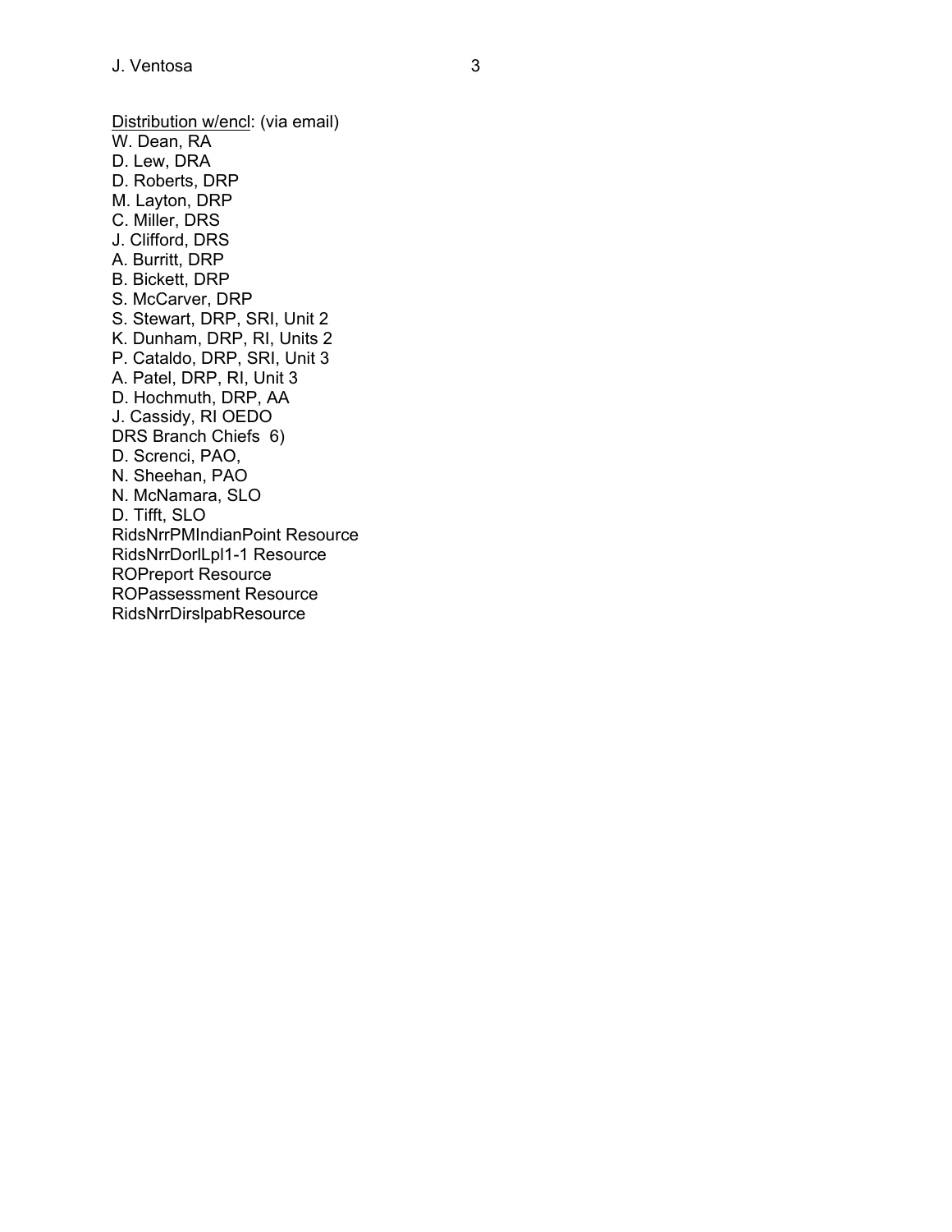<u>Distribution w/encl</u>: (via email)
W. Dean, RA
D. Lew, DRA
D. Roberts, DRP
M. Layton, DRP
C. Miller, DRS
J. Clifford, DRS
A. Burritt, DRP
B. Bickett, DRP
S. McCarver, DRP
S. Stewart, DRP, SRI, Unit 2
K. Dunham, DRP, RI, Units 2
P. Cataldo, DRP, SRI, Unit 3
A. Patel, DRP, RI, Unit 3
D. Hochmuth, DRP, AA
J. Cassidy, RI OEDO
DRS Branch Chiefs 6)
D. Screnci, PAO,
N. Sheehan, PAO
N. McNamara, SLO
D. Tifft, SLO
RidsNrrPMIndianPoint Resource
RidsNrrDorlLpl1-1 Resource
ROPreport Resource
ROPassessment Resource
RidsNrrDirslpabResource